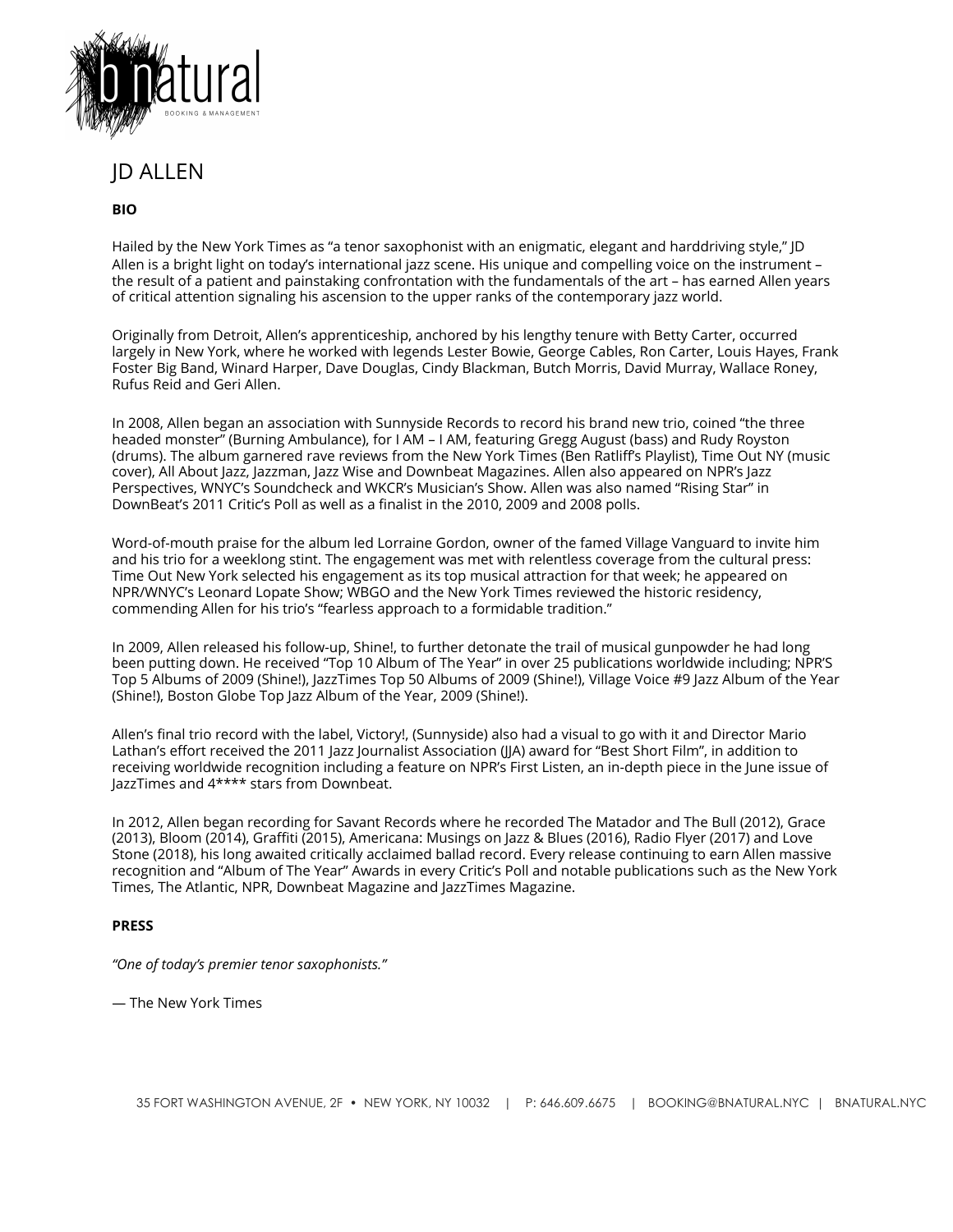# JD ALLEN

## BIO

Hailed by the New York Times as "a tenor saxophonist with an enigmatic, elegant and harddriving style," JD Allen is a bright light on today's international jazz scene. His unique and compelling voice on the instrument – the result of a patient and painstaking confrontation with the fundamentals of the art – has earned Allen years of critical attention signaling his ascension to the upper ranks of the contemporary jazz world.

Originally from Detroit, Allen's apprenticeship, anchored by his lengthy tenure with Betty Carter, occurred largely in New York, where he worked with legends Lester Bowie, George Cables, Ron Carter, Louis Hayes, Frank Foster Big Band, Winard Harper, Dave Douglas, Cindy Blackman, Butch Morris, David Murray, Wallace Roney, Rufus Reid and Geri Allen.

In 2008, Allen began an association with Sunnyside Records to record his brand new trio, coined "the three headed monster" (Burning Ambulance), for I AM – I AM, featuring Gregg August (bass) and Rudy Royston (drums). The album garnered rave reviews from the New York Times (Ben Ratliff's Playlist), Time Out NY (music cover), All About Jazz, Jazzman, Jazz Wise and Downbeat Magazines. Allen also appeared on NPR's Jazz Perspectives, WNYC's Soundcheck and WKCR's Musician's Show. Allen was also named "Rising Star" in DownBeat's 2011 Critic's Poll as well as a finalist in the 2010, 2009 and 2008 polls.

Word-of-mouth praise for the album led Lorraine Gordon, owner of the famed Village Vanguard to invite him and his trio for a weeklong stint. The engagement was met with relentless coverage from the cultural press: Time Out New York selected his engagement as its top musical attraction for that week; he appeared on NPR/WNYC's Leonard Lopate Show; WBGO and the New York Times reviewed the historic residency, commending Allen for his trio's "fearless approach to a formidable tradition."

In 2009, Allen released his follow-up, Shine!, to further detonate the trail of musical gunpowder he had long been putting down. He received "Top 10 Album of The Year" in over 25 publications worldwide including; NPR'S Top 5 Albums of 2009 (Shine!), JazzTimes Top 50 Albums of 2009 (Shine!), Village Voice #9 Jazz Album of the Year (Shine!), Boston Globe Top Jazz Album of the Year, 2009 (Shine!).

Allen's final trio record with the label, Victory!, (Sunnyside) also had a visual to go with it and Director Mario Lathan's effort received the 2011 Jazz Journalist Association (JJA) award for "Best Short Film", in addition to receiving worldwide recognition including a feature on NPR's First Listen, an in-depth piece in the June issue of JazzTimes and 4**** stars from Downbeat.

In 2012, Allen began recording for Savant Records where he recorded The Matador and The Bull (2012), Grace (2013), Bloom (2014), Graffiti (2015), Americana: Musings on Jazz & Blues (2016), Radio Flyer (2017) and Love Stone (2018), his long awaited critically acclaimed ballad record. Every release continuing to earn Allen massive recognition and "Album of The Year" Awards in every Critic's Poll and notable publications such as the New York Times, The Atlantic, NPR, Downbeat Magazine and JazzTimes Magazine.

## PRESS

*"One of today's premier tenor saxophonists."*

— The New York Times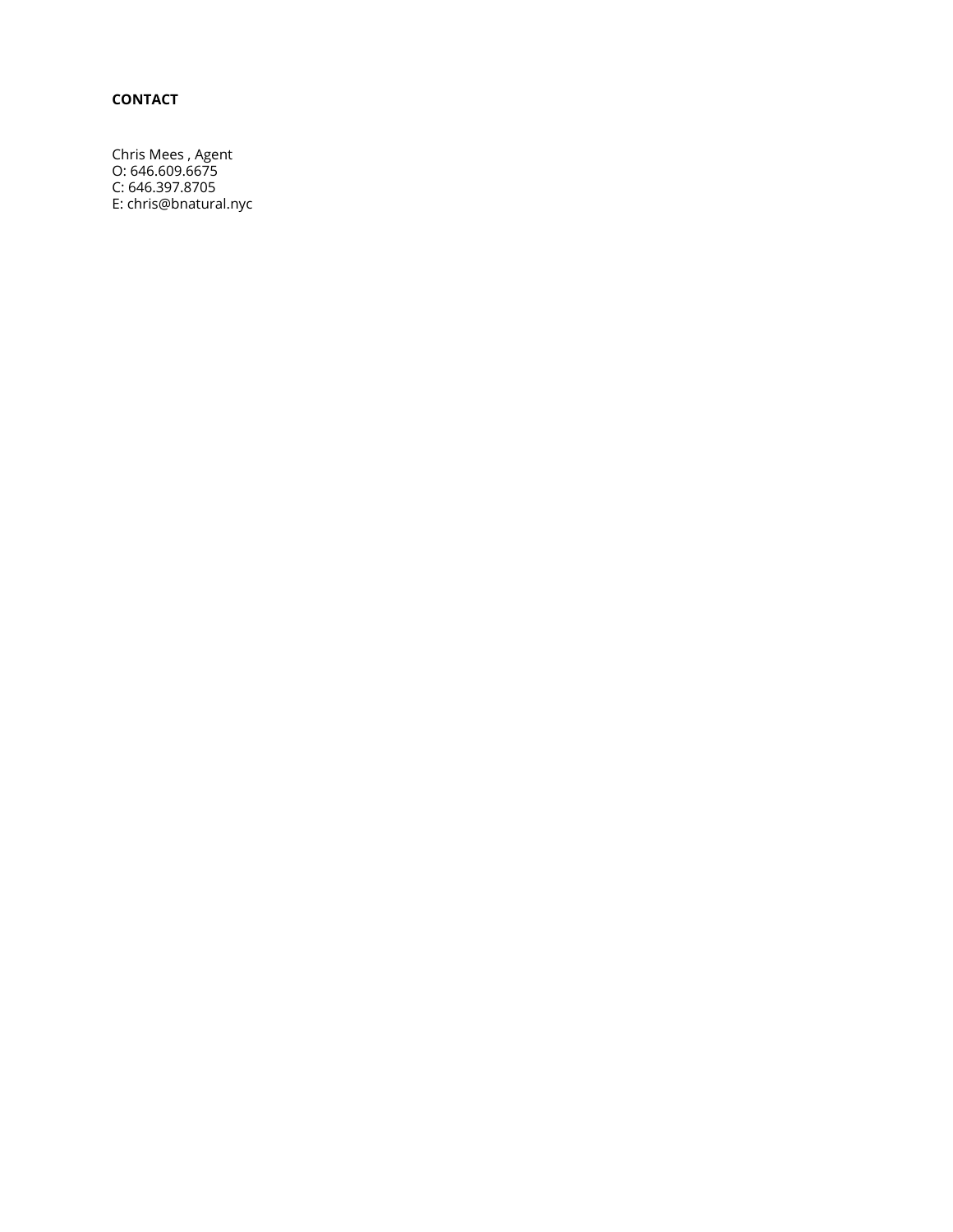**CONTACT**

Chris Mees , Agent
O: 646.609.6675
C: 646.397.8705
E: chris@bnatural.nyc